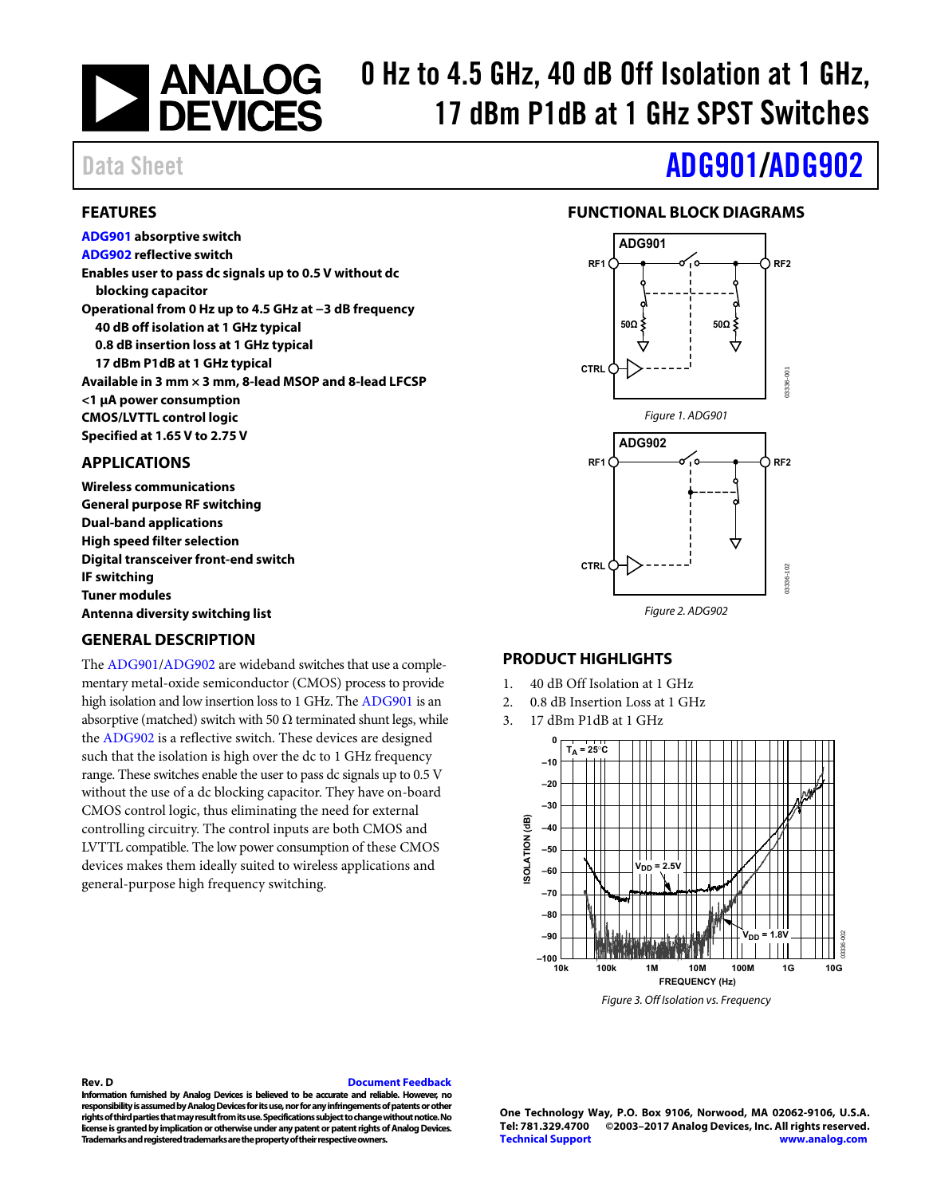# 0 Hz to 4.5 GHz, 40 dB Off Isolation at 1 GHz, 17 dBm P1dB at 1 GHz SPST Switches

Data Sheet

# ADG901/ADG902

## FEATURES

ADG901 absorptive switch
ADG902 reflective switch
Enables user to pass dc signals up to 0.5 V without dc blocking capacitor
Operational from 0 Hz up to 4.5 GHz at −3 dB frequency
- 40 dB off isolation at 1 GHz typical
- 0.8 dB insertion loss at 1 GHz typical
- 17 dBm P1dB at 1 GHz typical

Available in 3 mm × 3 mm, 8-lead MSOP and 8-lead LFCSP
<1 µA power consumption
CMOS/LVTTL control logic
Specified at 1.65 V to 2.75 V

## APPLICATIONS

Wireless communications
General purpose RF switching
Dual-band applications
High speed filter selection
Digital transceiver front-end switch
IF switching
Tuner modules
Antenna diversity switching list

## GENERAL DESCRIPTION

The ADG901/ADG902 are wideband switches that use a complementary metal-oxide semiconductor (CMOS) process to provide high isolation and low insertion loss to 1 GHz. The ADG901 is an absorptive (matched) switch with 50 Ω terminated shunt legs, while the ADG902 is a reflective switch. These devices are designed such that the isolation is high over the dc to 1 GHz frequency range. These switches enable the user to pass dc signals up to 0.5 V without the use of a dc blocking capacitor. They have on-board CMOS control logic, thus eliminating the need for external controlling circuitry. The control inputs are both CMOS and LVTTL compatible. The low power consumption of these CMOS devices makes them ideally suited to wireless applications and general-purpose high frequency switching.

## FUNCTIONAL BLOCK DIAGRAMS

Figure 1. ADG901

Figure 2. ADG902

## PRODUCT HIGHLIGHTS

1. 40 dB Off Isolation at 1 GHz
2. 0.8 dB Insertion Loss at 1 GHz
3. 17 dBm P1dB at 1 GHz

Figure 3. Off Isolation vs. Frequency

Rev. D

Information furnished by Analog Devices is believed to be accurate and reliable. However, no responsibility is assumed by Analog Devices for its use, nor for any infringements of patents or other rights of third parties that may result from its use. Specifications subject to change without notice. No license is granted by implication or otherwise under any patent or patent rights of Analog Devices. Trademarks and registered trademarks are the property of their respective owners.

One Technology Way, P.O. Box 9106, Norwood, MA 02062-9106, U.S.A.
Tel: 781.329.4700 ©2003–2017 Analog Devices, Inc. All rights reserved.
Technical Support www.analog.com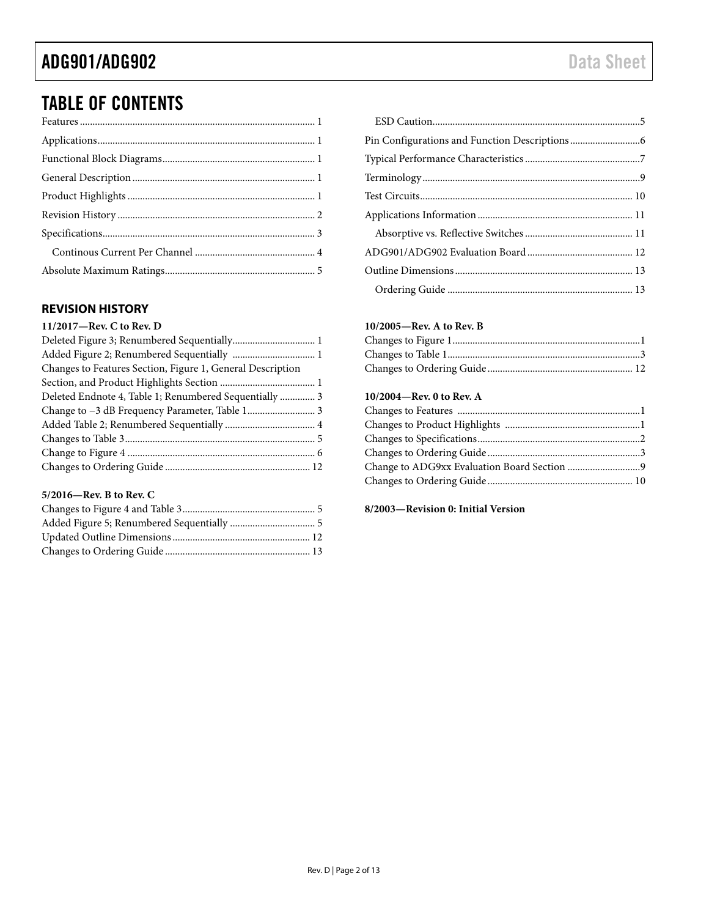## TABLE OF CONTENTS

Features ... 1
Applications ... 1
Functional Block Diagrams ... 1
General Description ... 1
Product Highlights ... 1
Revision History ... 2
Specifications ... 3
    Continous Current Per Channel ... 4
Absolute Maximum Ratings ... 5
    ESD Caution ... 5
Pin Configurations and Function Descriptions ... 6
Typical Performance Characteristics ... 7
Terminology ... 9
Test Circuits ... 10
Applications Information ... 11
    Absorptive vs. Reflective Switches ... 11
ADG901/ADG902 Evaluation Board ... 12
Outline Dimensions ... 13
    Ordering Guide ... 13

### REVISION HISTORY

**11/2017—Rev. C to Rev. D**

Deleted Figure 3; Renumbered Sequentially ... 1
Added Figure 2; Renumbered Sequentially ... 1
Changes to Features Section, Figure 1, General Description Section, and Product Highlights Section ... 1
Deleted Endnote 4, Table 1; Renumbered Sequentially ... 3
Change to −3 dB Frequency Parameter, Table 1 ... 3
Added Table 2; Renumbered Sequentially ... 4
Changes to Table 3 ... 5
Change to Figure 4 ... 6
Changes to Ordering Guide ... 12

**5/2016—Rev. B to Rev. C**

Changes to Figure 4 and Table 3 ... 5
Added Figure 5; Renumbered Sequentially ... 5
Updated Outline Dimensions ... 12
Changes to Ordering Guide ... 13

**10/2005—Rev. A to Rev. B**

Changes to Figure 1 ... 1
Changes to Table 1 ... 3
Changes to Ordering Guide ... 12

**10/2004—Rev. 0 to Rev. A**

Changes to Features ... 1
Changes to Product Highlights ... 1
Changes to Specifications ... 2
Changes to Ordering Guide ... 3
Change to ADG9xx Evaluation Board Section ... 9
Changes to Ordering Guide ... 10

**8/2003—Revision 0: Initial Version**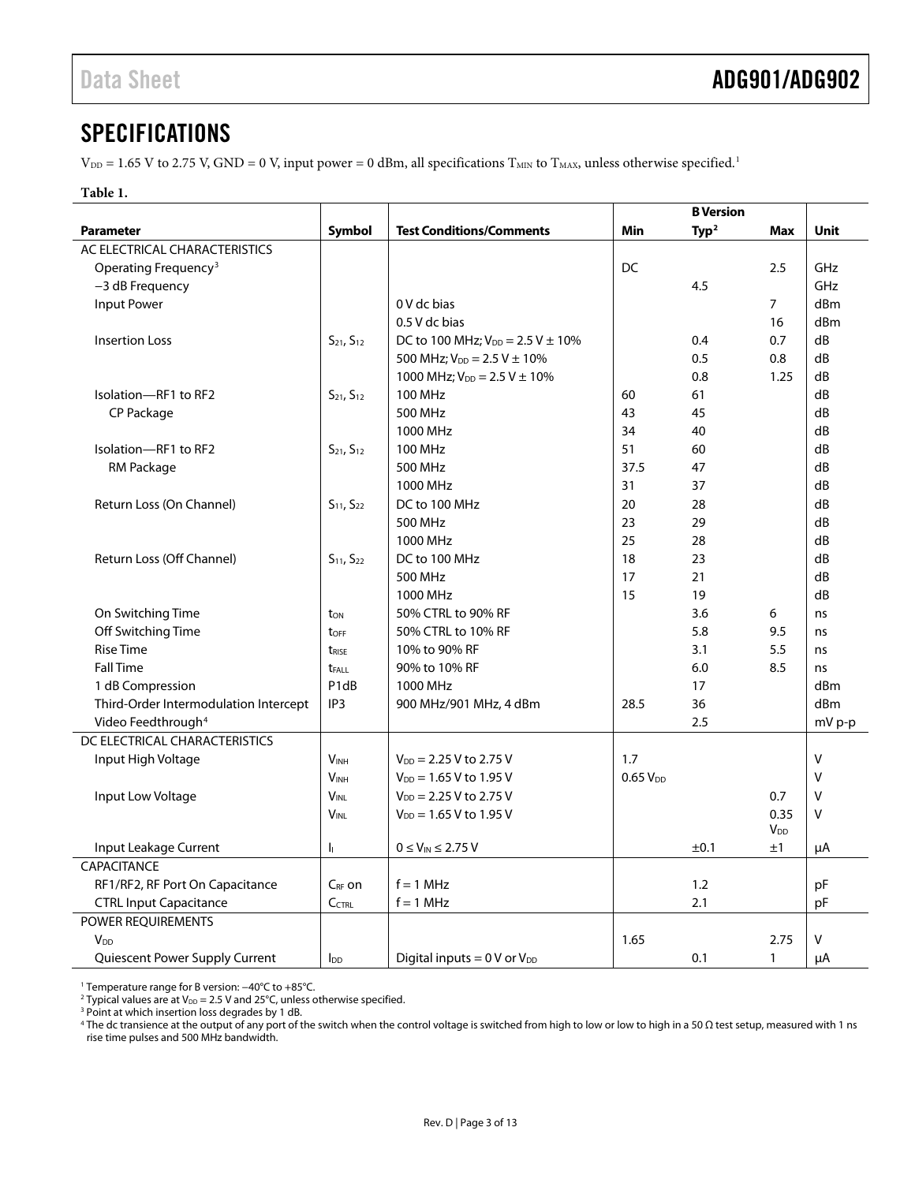## SPECIFICATIONS

$V_{DD}$ = 1.65 V to 2.75 V, GND = 0 V, input power = 0 dBm, all specifications $T_{MIN}$ to $T_{MAX}$, unless otherwise specified.[1]

**Table 1.**

| Parameter | Symbol | Test Conditions/Comments | B Version Min | B Version Typ[2] | B Version Max | Unit |
|---|---|---|---|---|---|---|
| AC ELECTRICAL CHARACTERISTICS | | | | | | |
| Operating Frequency[3] | | | DC | | 2.5 | GHz |
| −3 dB Frequency | | | | 4.5 | | GHz |
| Input Power | | 0 V dc bias | | | 7 | dBm |
| | | 0.5 V dc bias | | | 16 | dBm |
| Insertion Loss | $S_{21}$, $S_{12}$ | DC to 100 MHz; $V_{DD}$ = 2.5 V ± 10% | | 0.4 | 0.7 | dB |
| | | 500 MHz; $V_{DD}$ = 2.5 V ± 10% | | 0.5 | 0.8 | dB |
| | | 1000 MHz; $V_{DD}$ = 2.5 V ± 10% | | 0.8 | 1.25 | dB |
| Isolation—RF1 to RF2 CP Package | $S_{21}$, $S_{12}$ | 100 MHz | 60 | 61 | | dB |
| | | 500 MHz | 43 | 45 | | dB |
| | | 1000 MHz | 34 | 40 | | dB |
| Isolation—RF1 to RF2 RM Package | $S_{21}$, $S_{12}$ | 100 MHz | 51 | 60 | | dB |
| | | 500 MHz | 37.5 | 47 | | dB |
| | | 1000 MHz | 31 | 37 | | dB |
| Return Loss (On Channel) | $S_{11}$, $S_{22}$ | DC to 100 MHz | 20 | 28 | | dB |
| | | 500 MHz | 23 | 29 | | dB |
| | | 1000 MHz | 25 | 28 | | dB |
| Return Loss (Off Channel) | $S_{11}$, $S_{22}$ | DC to 100 MHz | 18 | 23 | | dB |
| | | 500 MHz | 17 | 21 | | dB |
| | | 1000 MHz | 15 | 19 | | dB |
| On Switching Time | $t_{ON}$ | 50% CTRL to 90% RF | | 3.6 | 6 | ns |
| Off Switching Time | $t_{OFF}$ | 50% CTRL to 10% RF | | 5.8 | 9.5 | ns |
| Rise Time | $t_{RISE}$ | 10% to 90% RF | | 3.1 | 5.5 | ns |
| Fall Time | $t_{FALL}$ | 90% to 10% RF | | 6.0 | 8.5 | ns |
| 1 dB Compression | P1dB | 1000 MHz | | 17 | | dBm |
| Third-Order Intermodulation Intercept | IP3 | 900 MHz/901 MHz, 4 dBm | 28.5 | 36 | | dBm |
| Video Feedthrough[4] | | | | 2.5 | | mV p-p |
| DC ELECTRICAL CHARACTERISTICS | | | | | | |
| Input High Voltage | $V_{INH}$ | $V_{DD}$ = 2.25 V to 2.75 V | 1.7 | | | V |
| | $V_{INH}$ | $V_{DD}$ = 1.65 V to 1.95 V | 0.65 $V_{DD}$ | | | V |
| Input Low Voltage | $V_{INL}$ | $V_{DD}$ = 2.25 V to 2.75 V | | | 0.7 | V |
| | $V_{INL}$ | $V_{DD}$ = 1.65 V to 1.95 V | | | 0.35 $V_{DD}$ | V |
| Input Leakage Current | $I_I$ | 0 ≤ $V_{IN}$ ≤ 2.75 V | | ±0.1 | ±1 | µA |
| CAPACITANCE | | | | | | |
| RF1/RF2, RF Port On Capacitance | $C_{RF}$ on | f = 1 MHz | | 1.2 | | pF |
| CTRL Input Capacitance | $C_{CTRL}$ | f = 1 MHz | | 2.1 | | pF |
| POWER REQUIREMENTS | | | | | | |
| $V_{DD}$ | | | 1.65 | | 2.75 | V |
| Quiescent Power Supply Current | $I_{DD}$ | Digital inputs = 0 V or $V_{DD}$ | | 0.1 | 1 | µA |

[1] Temperature range for B version: −40°C to +85°C.
[2] Typical values are at $V_{DD}$ = 2.5 V and 25°C, unless otherwise specified.
[3] Point at which insertion loss degrades by 1 dB.
[4] The dc transience at the output of any port of the switch when the control voltage is switched from high to low or low to high in a 50 Ω test setup, measured with 1 ns rise time pulses and 500 MHz bandwidth.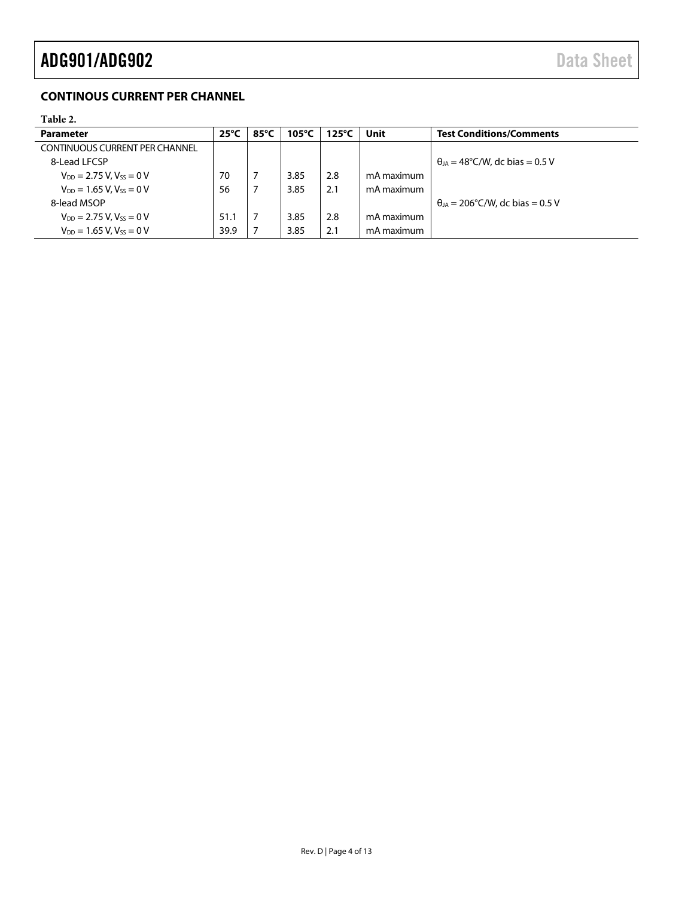## CONTINOUS CURRENT PER CHANNEL

**Table 2.**

| Parameter | 25°C | 85°C | 105°C | 125°C | Unit | Test Conditions/Comments |
|---|---|---|---|---|---|---|
| CONTINUOUS CURRENT PER CHANNEL | | | | | | |
| 8-Lead LFCSP | | | | | | $θ_{JA}$ = 48°C/W, dc bias = 0.5 V |
| $V_{DD}$ = 2.75 V, $V_{SS}$ = 0 V | 70 | 7 | 3.85 | 2.8 | mA maximum | |
| $V_{DD}$ = 1.65 V, $V_{SS}$ = 0 V | 56 | 7 | 3.85 | 2.1 | mA maximum | |
| 8-lead MSOP | | | | | | $θ_{JA}$ = 206°C/W, dc bias = 0.5 V |
| $V_{DD}$ = 2.75 V, $V_{SS}$ = 0 V | 51.1 | 7 | 3.85 | 2.8 | mA maximum | |
| $V_{DD}$ = 1.65 V, $V_{SS}$ = 0 V | 39.9 | 7 | 3.85 | 2.1 | mA maximum | |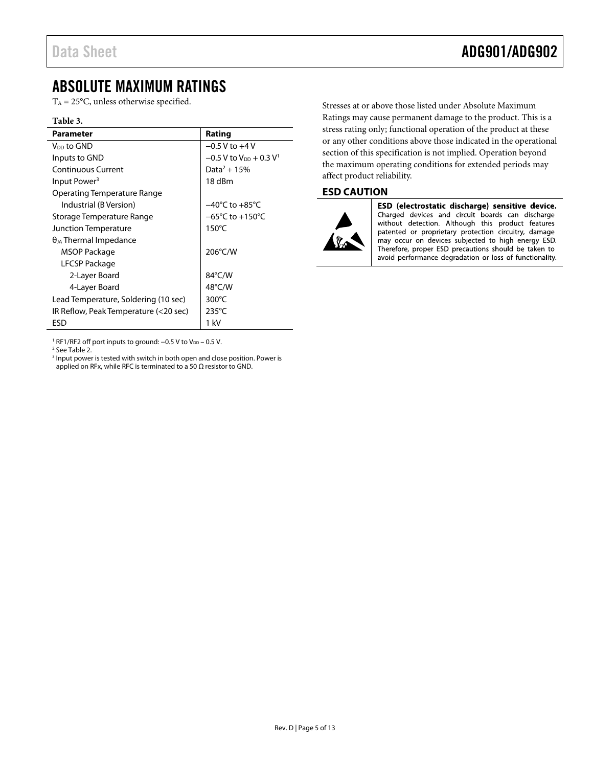## ABSOLUTE MAXIMUM RATINGS

$T_A$ = 25°C, unless otherwise specified.

**Table 3.**

| Parameter | Rating |
|---|---|
| $V_{DD}$ to GND | −0.5 V to +4 V |
| Inputs to GND | −0.5 V to $V_{DD}$ + 0.3 V[1] |
| Continuous Current | Data[2] + 15% |
| Input Power[3] | 18 dBm |
| Operating Temperature Range | |
| Industrial (B Version) | −40°C to +85°C |
| Storage Temperature Range | −65°C to +150°C |
| Junction Temperature | 150°C |
| $\theta_{JA}$ Thermal Impedance | |
| MSOP Package | 206°C/W |
| LFCSP Package | |
| 2-Layer Board | 84°C/W |
| 4-Layer Board | 48°C/W |
| Lead Temperature, Soldering (10 sec) | 300°C |
| IR Reflow, Peak Temperature (<20 sec) | 235°C |
| ESD | 1 kV |

[1] RF1/RF2 off port inputs to ground: −0.5 V to $V_{DD}$ − 0.5 V.
[2] See Table 2.
[3] Input power is tested with switch in both open and close position. Power is applied on RFx, while RFC is terminated to a 50 Ω resistor to GND.

Stresses at or above those listed under Absolute Maximum Ratings may cause permanent damage to the product. This is a stress rating only; functional operation of the product at these or any other conditions above those indicated in the operational section of this specification is not implied. Operation beyond the maximum operating conditions for extended periods may affect product reliability.

### ESD CAUTION

**ESD (electrostatic discharge) sensitive device.** Charged devices and circuit boards can discharge without detection. Although this product features patented or proprietary protection circuitry, damage may occur on devices subjected to high energy ESD. Therefore, proper ESD precautions should be taken to avoid performance degradation or loss of functionality.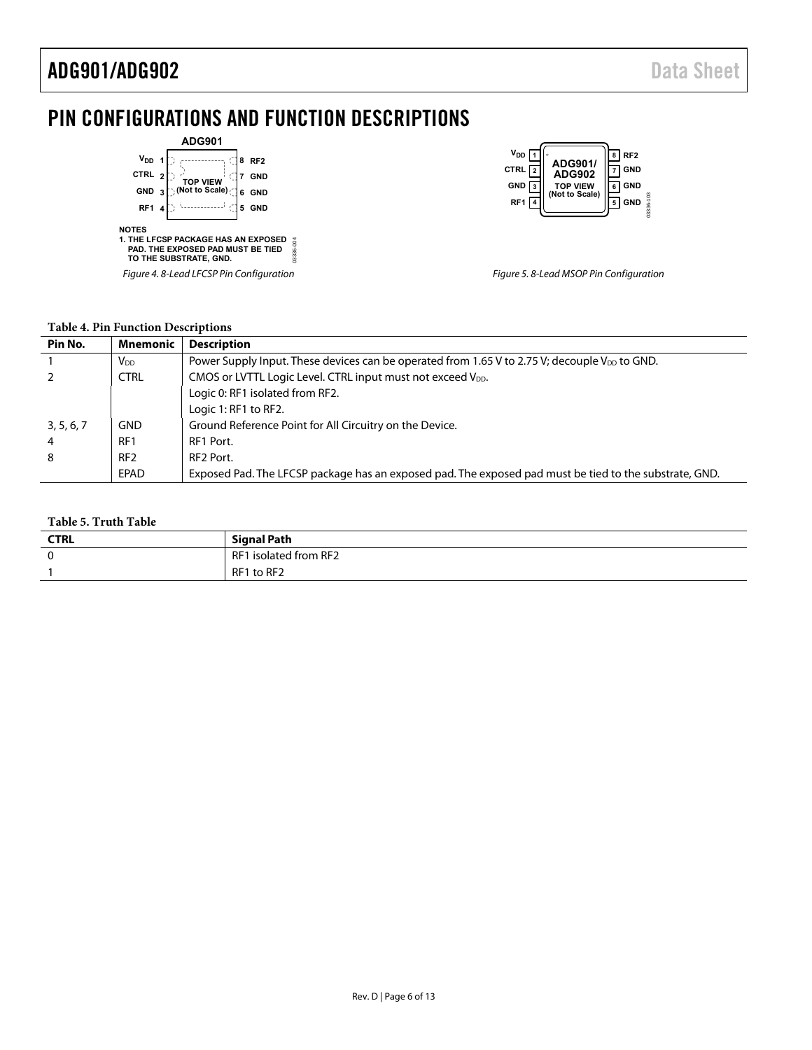# PIN CONFIGURATIONS AND FUNCTION DESCRIPTIONS

NOTES
1. THE LFCSP PACKAGE HAS AN EXPOSED PAD. THE EXPOSED PAD MUST BE TIED TO THE SUBSTRATE, GND.

*Figure 4. 8-Lead LFCSP Pin Configuration*

*Figure 5. 8-Lead MSOP Pin Configuration*

**Table 4. Pin Function Descriptions**

| Pin No. | Mnemonic | Description |
|---|---|---|
| 1 | $V_{DD}$ | Power Supply Input. These devices can be operated from 1.65 V to 2.75 V; decouple $V_{DD}$ to GND. |
| 2 | CTRL | CMOS or LVTTL Logic Level. CTRL input must not exceed $V_{DD}$. |
| | | Logic 0: RF1 isolated from RF2. |
| | | Logic 1: RF1 to RF2. |
| 3, 5, 6, 7 | GND | Ground Reference Point for All Circuitry on the Device. |
| 4 | RF1 | RF1 Port. |
| 8 | RF2 | RF2 Port. |
| | EPAD | Exposed Pad. The LFCSP package has an exposed pad. The exposed pad must be tied to the substrate, GND. |

**Table 5. Truth Table**

| CTRL | Signal Path |
|---|---|
| 0 | RF1 isolated from RF2 |
| 1 | RF1 to RF2 |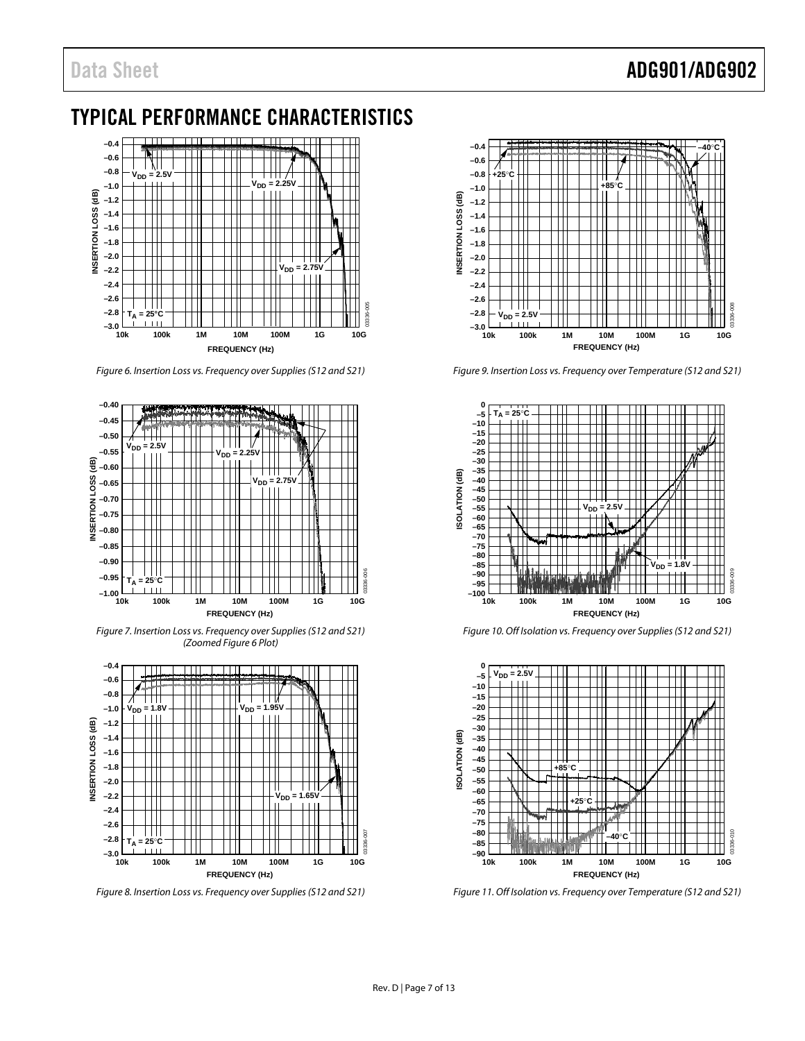# TYPICAL PERFORMANCE CHARACTERISTICS

Figure 6. Insertion Loss vs. Frequency over Supplies (S12 and S21)

Figure 7. Insertion Loss vs. Frequency over Supplies (S12 and S21) (Zoomed Figure 6 Plot)

Figure 8. Insertion Loss vs. Frequency over Supplies (S12 and S21)

Figure 9. Insertion Loss vs. Frequency over Temperature (S12 and S21)

Figure 10. Off Isolation vs. Frequency over Supplies (S12 and S21)

Figure 11. Off Isolation vs. Frequency over Temperature (S12 and S21)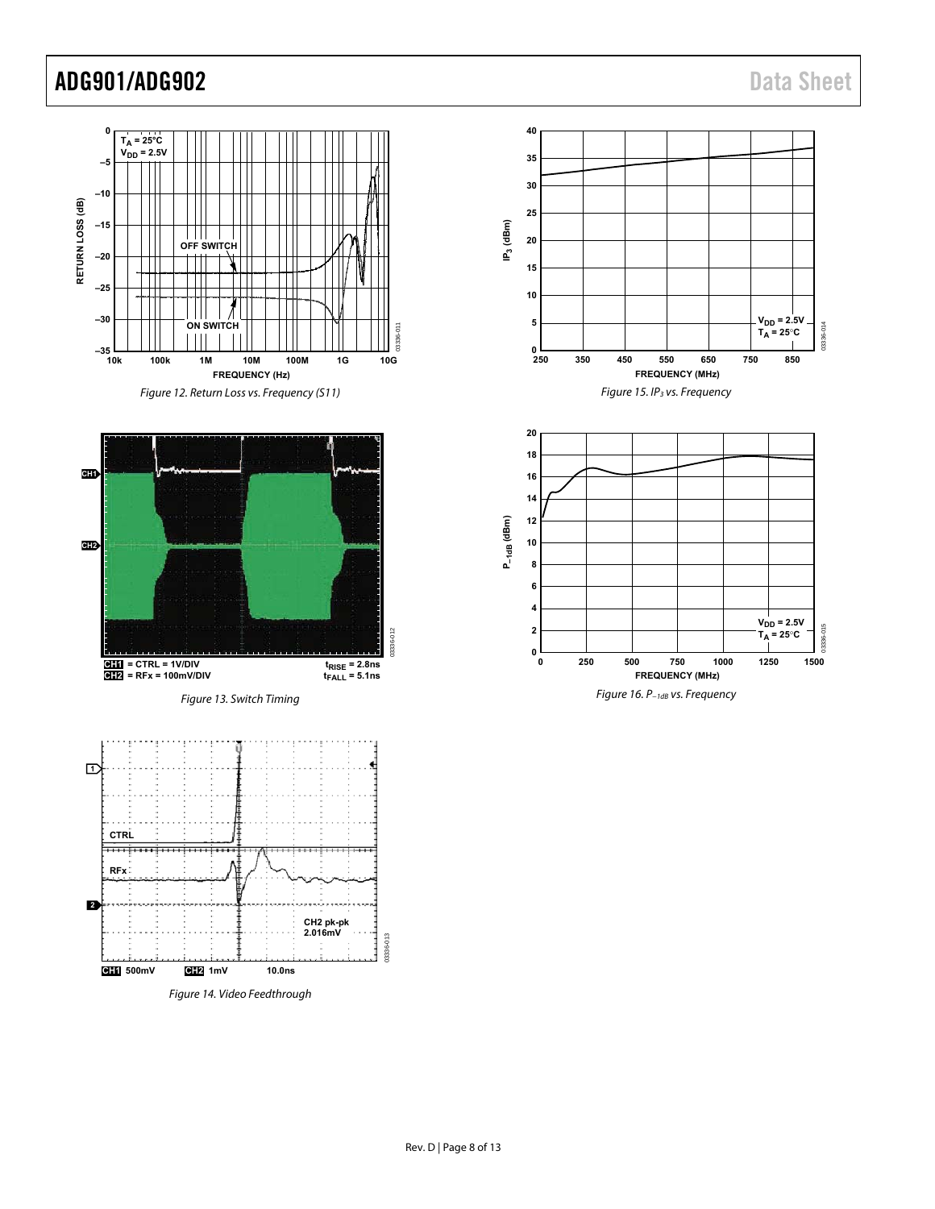Figure 12. Return Loss vs. Frequency (S11)

Figure 13. Switch Timing

Figure 14. Video Feedthrough

Figure 15. $IP_3$ vs. Frequency

Figure 16. $P_{-1dB}$ vs. Frequency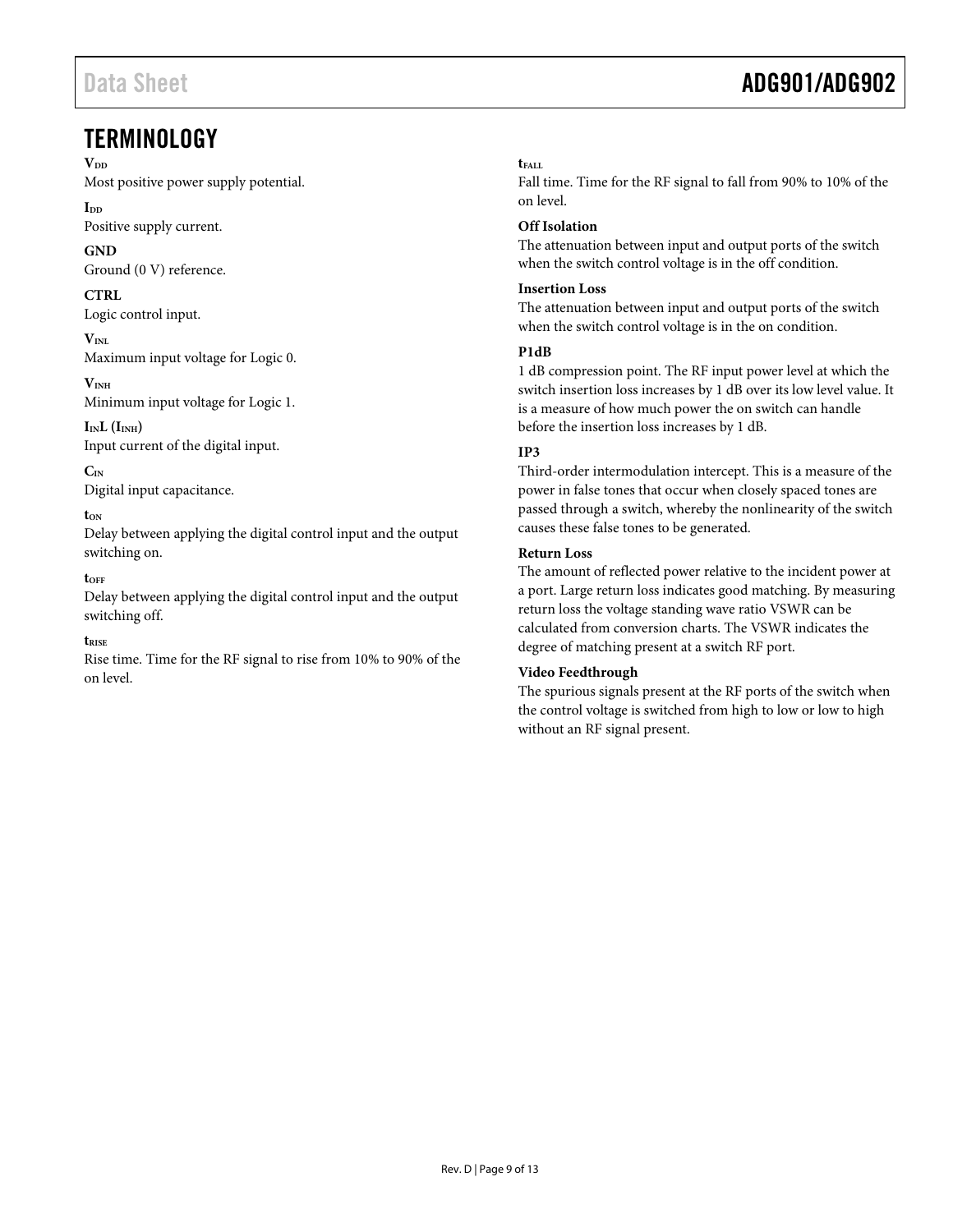# TERMINOLOGY

**$V_{DD}$**
Most positive power supply potential.

**$I_{DD}$**
Positive supply current.

**GND**
Ground (0 V) reference.

**CTRL**
Logic control input.

**$V_{INL}$**
Maximum input voltage for Logic 0.

**$V_{INH}$**
Minimum input voltage for Logic 1.

**$I_{IN}L$ ($I_{INH}$)**
Input current of the digital input.

**$C_{IN}$**
Digital input capacitance.

**$t_{ON}$**
Delay between applying the digital control input and the output switching on.

**$t_{OFF}$**
Delay between applying the digital control input and the output switching off.

**$t_{RISE}$**
Rise time. Time for the RF signal to rise from 10% to 90% of the on level.

**$t_{FALL}$**
Fall time. Time for the RF signal to fall from 90% to 10% of the on level.

**Off Isolation**
The attenuation between input and output ports of the switch when the switch control voltage is in the off condition.

**Insertion Loss**
The attenuation between input and output ports of the switch when the switch control voltage is in the on condition.

**P1dB**
1 dB compression point. The RF input power level at which the switch insertion loss increases by 1 dB over its low level value. It is a measure of how much power the on switch can handle before the insertion loss increases by 1 dB.

**IP3**
Third-order intermodulation intercept. This is a measure of the power in false tones that occur when closely spaced tones are passed through a switch, whereby the nonlinearity of the switch causes these false tones to be generated.

**Return Loss**
The amount of reflected power relative to the incident power at a port. Large return loss indicates good matching. By measuring return loss the voltage standing wave ratio VSWR can be calculated from conversion charts. The VSWR indicates the degree of matching present at a switch RF port.

**Video Feedthrough**
The spurious signals present at the RF ports of the switch when the control voltage is switched from high to low or low to high without an RF signal present.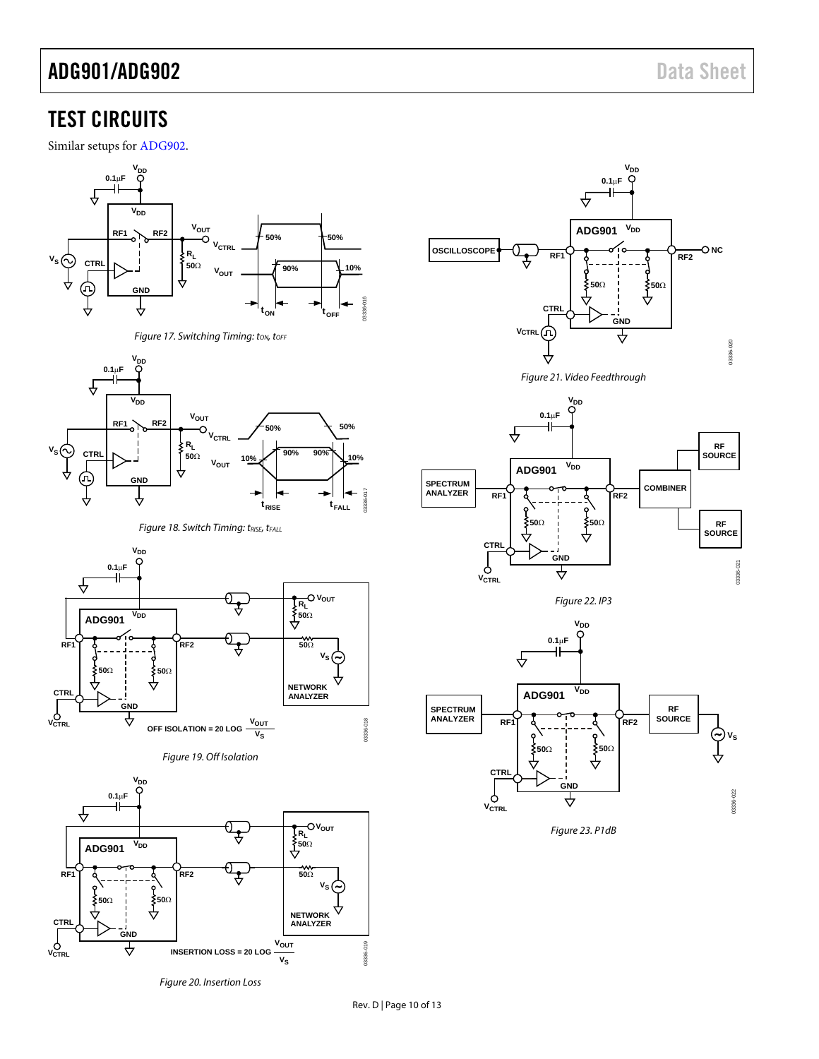# TEST CIRCUITS

Similar setups for ADG902.

Figure 17. Switching Timing: $t_{ON}$, $t_{OFF}$

Figure 18. Switch Timing: $t_{RISE}$, $t_{FALL}$

Figure 19. Off Isolation

Figure 20. Insertion Loss

Figure 21. Video Feedthrough

Figure 22. IP3

Figure 23. P1dB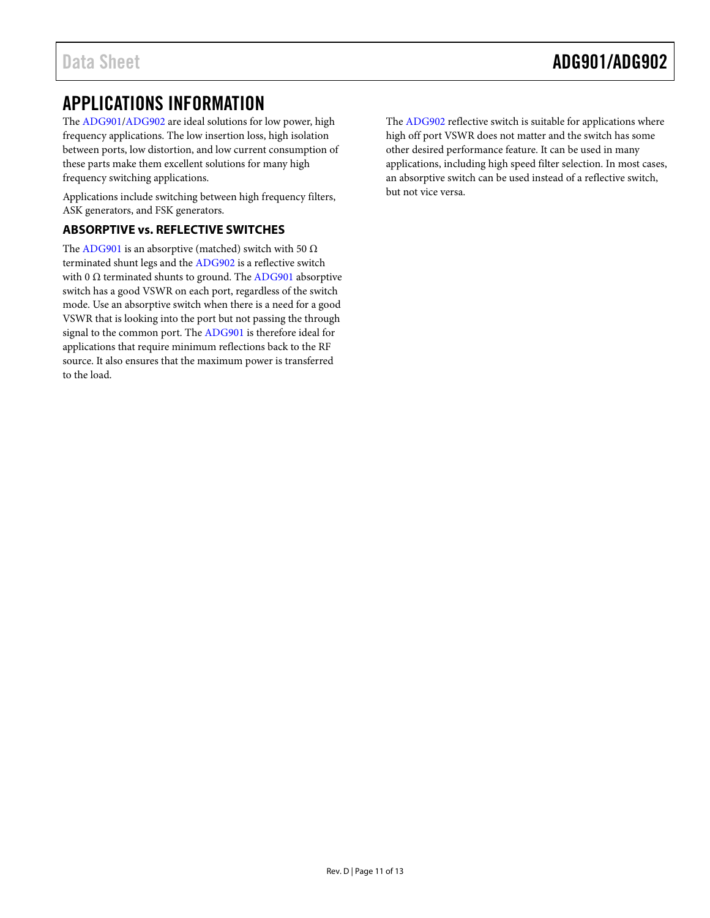# APPLICATIONS INFORMATION

The ADG901/ADG902 are ideal solutions for low power, high frequency applications. The low insertion loss, high isolation between ports, low distortion, and low current consumption of these parts make them excellent solutions for many high frequency switching applications.

Applications include switching between high frequency filters, ASK generators, and FSK generators.

## ABSORPTIVE vs. REFLECTIVE SWITCHES

The ADG901 is an absorptive (matched) switch with 50 Ω terminated shunt legs and the ADG902 is a reflective switch with 0 Ω terminated shunts to ground. The ADG901 absorptive switch has a good VSWR on each port, regardless of the switch mode. Use an absorptive switch when there is a need for a good VSWR that is looking into the port but not passing the through signal to the common port. The ADG901 is therefore ideal for applications that require minimum reflections back to the RF source. It also ensures that the maximum power is transferred to the load.

The ADG902 reflective switch is suitable for applications where high off port VSWR does not matter and the switch has some other desired performance feature. It can be used in many applications, including high speed filter selection. In most cases, an absorptive switch can be used instead of a reflective switch, but not vice versa.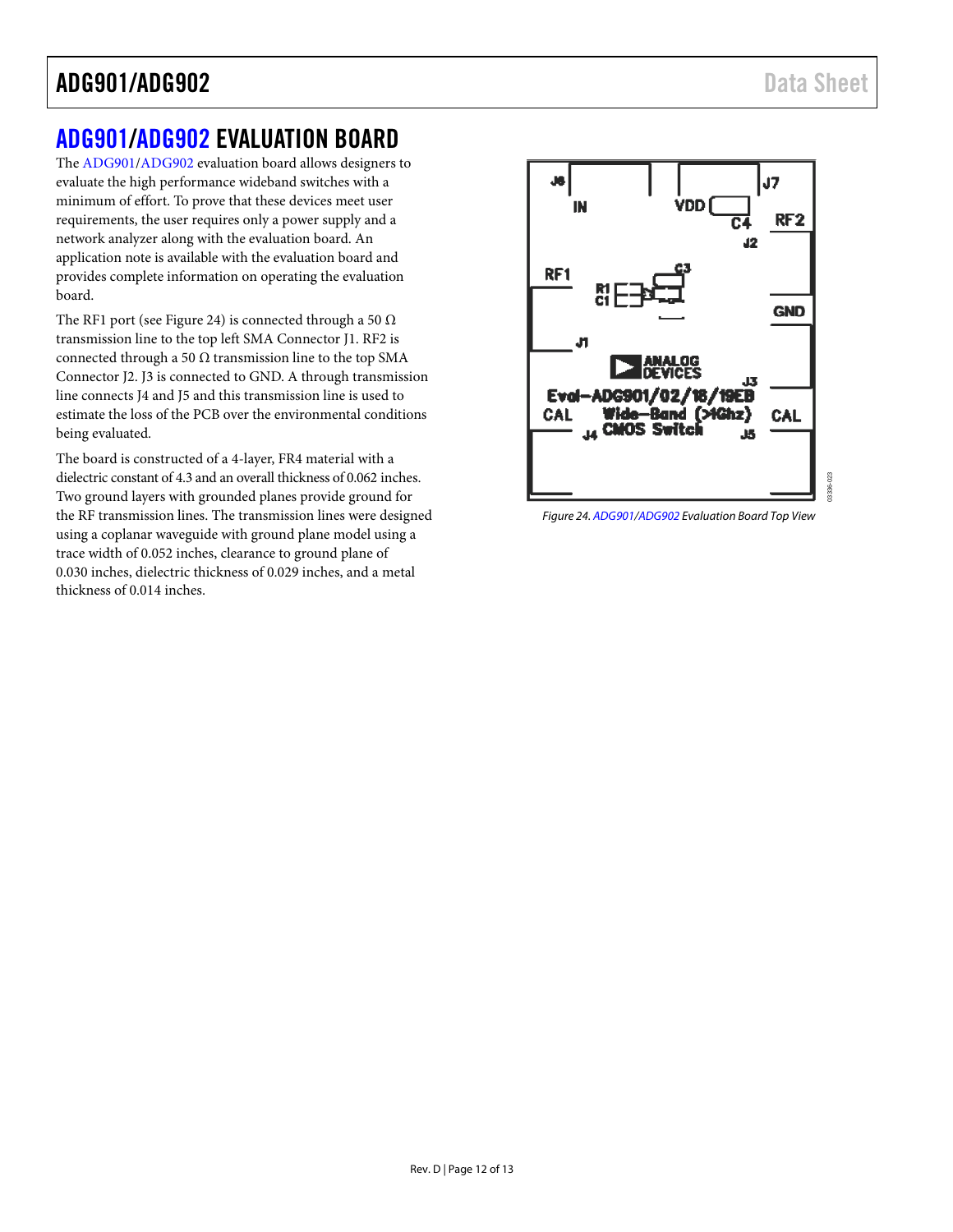## ADG901/ADG902 EVALUATION BOARD

The ADG901/ADG902 evaluation board allows designers to evaluate the high performance wideband switches with a minimum of effort. To prove that these devices meet user requirements, the user requires only a power supply and a network analyzer along with the evaluation board. An application note is available with the evaluation board and provides complete information on operating the evaluation board.

The RF1 port (see Figure 24) is connected through a 50 Ω transmission line to the top left SMA Connector J1. RF2 is connected through a 50 Ω transmission line to the top SMA Connector J2. J3 is connected to GND. A through transmission line connects J4 and J5 and this transmission line is used to estimate the loss of the PCB over the environmental conditions being evaluated.

The board is constructed of a 4-layer, FR4 material with a dielectric constant of 4.3 and an overall thickness of 0.062 inches. Two ground layers with grounded planes provide ground for the RF transmission lines. The transmission lines were designed using a coplanar waveguide with ground plane model using a trace width of 0.052 inches, clearance to ground plane of 0.030 inches, dielectric thickness of 0.029 inches, and a metal thickness of 0.014 inches.

Figure 24. ADG901/ADG902 Evaluation Board Top View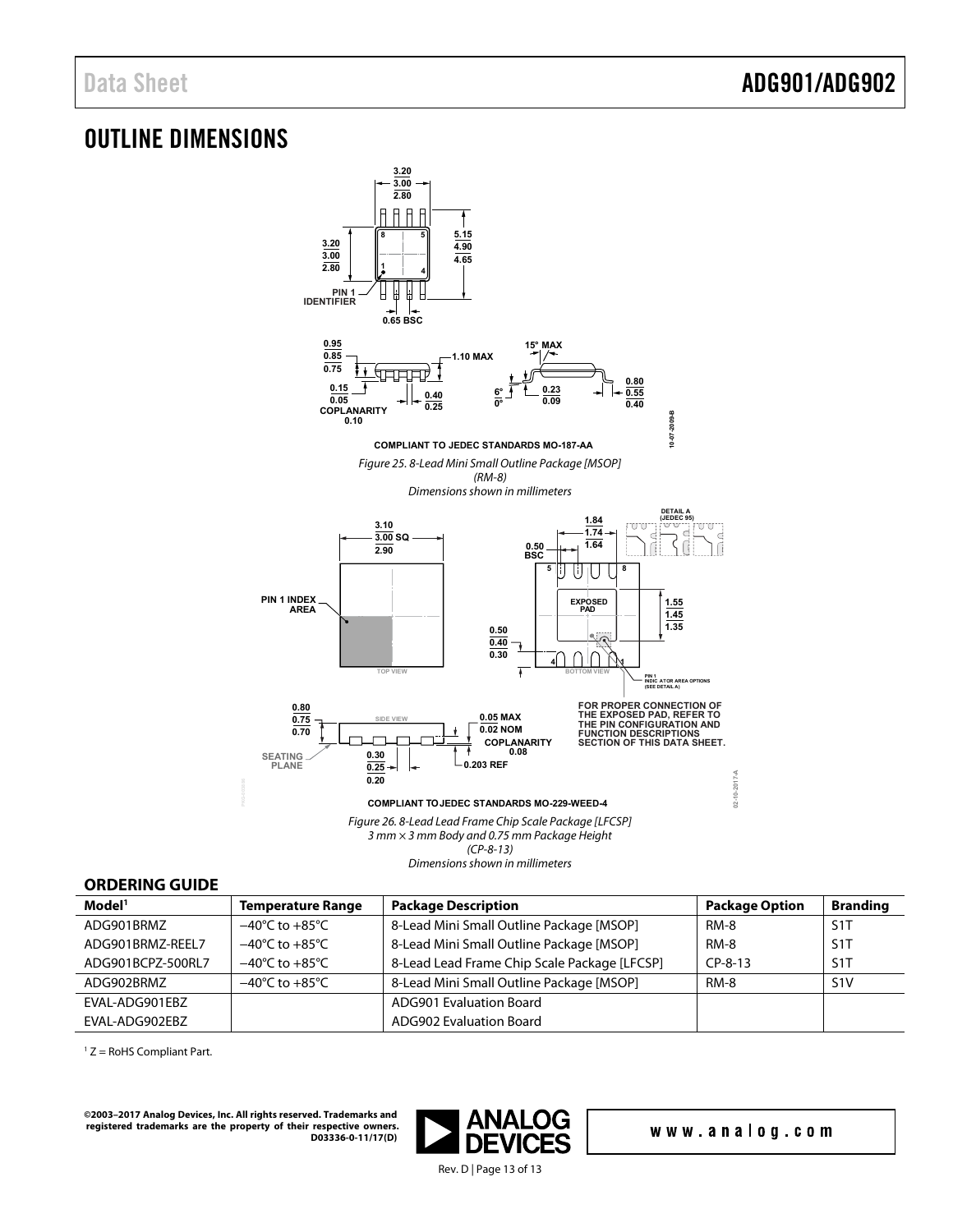# OUTLINE DIMENSIONS

3.20
3.00
2.80

8
5

3.20
3.00
2.80

5.15
4.90
4.65

1
4

PIN 1
IDENTIFIER

0.65 BSC

0.95
0.85
0.75

1.10 MAX

15° MAX

0.15
0.05
COPLANARITY
0.10

0.40
0.25

6°
0°

0.23
0.09

0.80
0.55
0.40

10-07-2009-B

COMPLIANT TO JEDEC STANDARDS MO-187-AA

*Figure 25. 8-Lead Mini Small Outline Package [MSOP] (RM-8) Dimensions shown in millimeters*

3.10
3.00 SQ
2.90

PIN 1 INDEX
AREA

TOP VIEW

1.84
1.74
1.64

0.50
BSC

5
8

EXPOSED
PAD

1.55
1.45
1.35

0.50
0.40
0.30

4
1

BOTTOM VIEW

DETAIL A
(JEDEC 95)

PIN 1
INDICATOR AREA OPTIONS
(SEE DETAIL A)

0.80
0.75
0.70

SIDE VIEW

0.05 MAX
0.02 NOM

COPLANARITY
0.08

SEATING
PLANE

0.30
0.25
0.20

0.203 REF

FOR PROPER CONNECTION OF THE EXPOSED PAD, REFER TO THE PIN CONFIGURATION AND FUNCTION DESCRIPTIONS SECTION OF THIS DATA SHEET.

02-10-2017-A

COMPLIANT TO JEDEC STANDARDS MO-229-WEED-4

*Figure 26. 8-Lead Lead Frame Chip Scale Package [LFCSP] 3 mm × 3 mm Body and 0.75 mm Package Height (CP-8-13) Dimensions shown in millimeters*

## ORDERING GUIDE

| Model[1] | Temperature Range | Package Description | Package Option | Branding |
|---|---|---|---|---|
| ADG901BRMZ | −40°C to +85°C | 8-Lead Mini Small Outline Package [MSOP] | RM-8 | S1T |
| ADG901BRMZ-REEL7 | −40°C to +85°C | 8-Lead Mini Small Outline Package [MSOP] | RM-8 | S1T |
| ADG901BCPZ-500RL7 | −40°C to +85°C | 8-Lead Lead Frame Chip Scale Package [LFCSP] | CP-8-13 | S1T |
| ADG902BRMZ | −40°C to +85°C | 8-Lead Mini Small Outline Package [MSOP] | RM-8 | S1V |
| EVAL-ADG901EBZ | | ADG901 Evaluation Board | | |
| EVAL-ADG902EBZ | | ADG902 Evaluation Board | | |

[1] Z = RoHS Compliant Part.

**©2003–2017 Analog Devices, Inc. All rights reserved. Trademarks and registered trademarks are the property of their respective owners. D03336-0-11/17(D)**